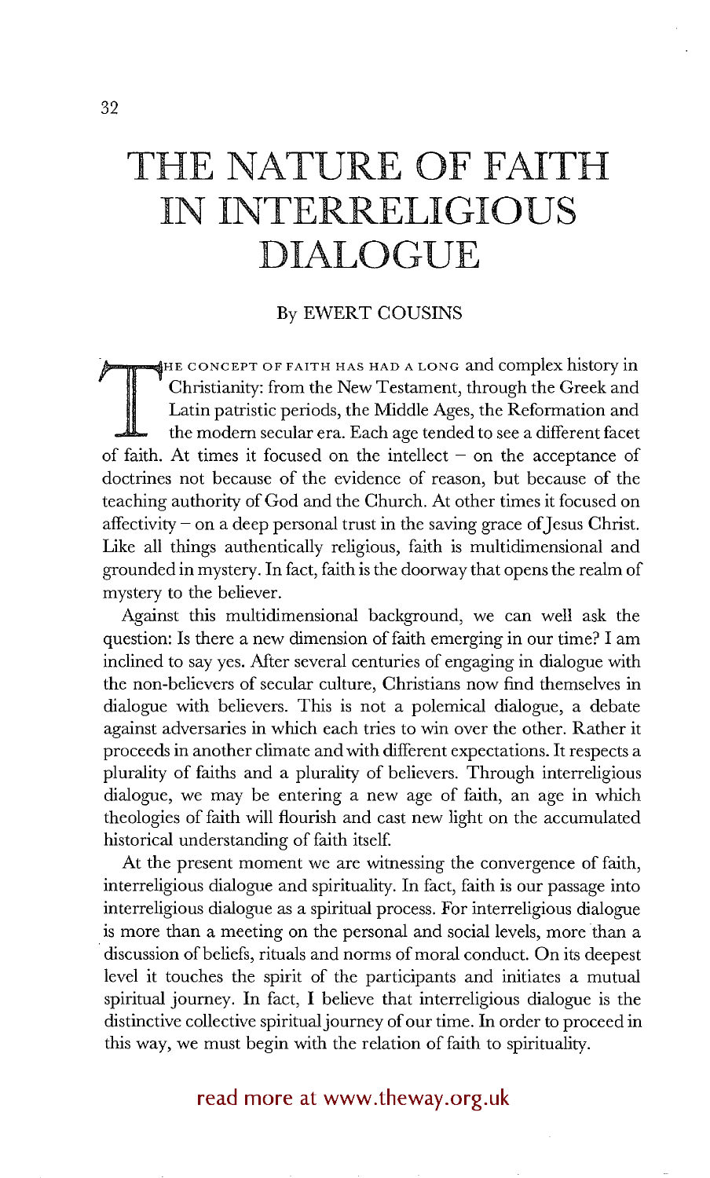# THE NATURE OF FAITH IN INTERRELIGIOUS DIALOGUE

By EWERT COUSINS

THE CONCEPT OF FAITH HAS HAD A LONG and complex history in Christianity: from the New Testament, through the Greek and Latin patristic periods, the Middle Ages, the Reformation and the modern secular era. Each age tended to see a different facet of faith. At times it focused on the intellect – on the acceptance of doctrines not because of the evidence of reason, but because of the teaching authority of God and the Church. At other times it focused on affectivity – on a deep personal trust in the saving grace of Jesus Christ. Like all things authentically religious, faith is multidimensional and grounded in mystery. In fact, faith is the doorway that opens the realm of mystery to the believer.

Against this multidimensional background, we can well ask the question: Is there a new dimension of faith emerging in our time? I am inclined to say yes. After several centuries of engaging in dialogue with the non-believers of secular culture, Christians now find themselves in dialogue with believers. This is not a polemical dialogue, a debate against adversaries in which each tries to win over the other. Rather it proceeds in another climate and with different expectations. It respects a plurality of faiths and a plurality of believers. Through interreligious dialogue, we may be entering a new age of faith, an age in which theologies of faith will flourish and cast new light on the accumulated historical understanding of faith itself.

At the present moment we are witnessing the convergence of faith, interreligious dialogue and spirituality. In fact, faith is our passage into interreligious dialogue as a spiritual process. For interreligious dialogue is more than a meeting on the personal and social levels, more than a discussion of beliefs, rituals and norms of moral conduct. On its deepest level it touches the spirit of the participants and initiates a mutual spiritual journey. In fact, I believe that interreligious dialogue is the distinctive collective spiritual journey of our time. In order to proceed in this way, we must begin with the relation of faith to spirituality.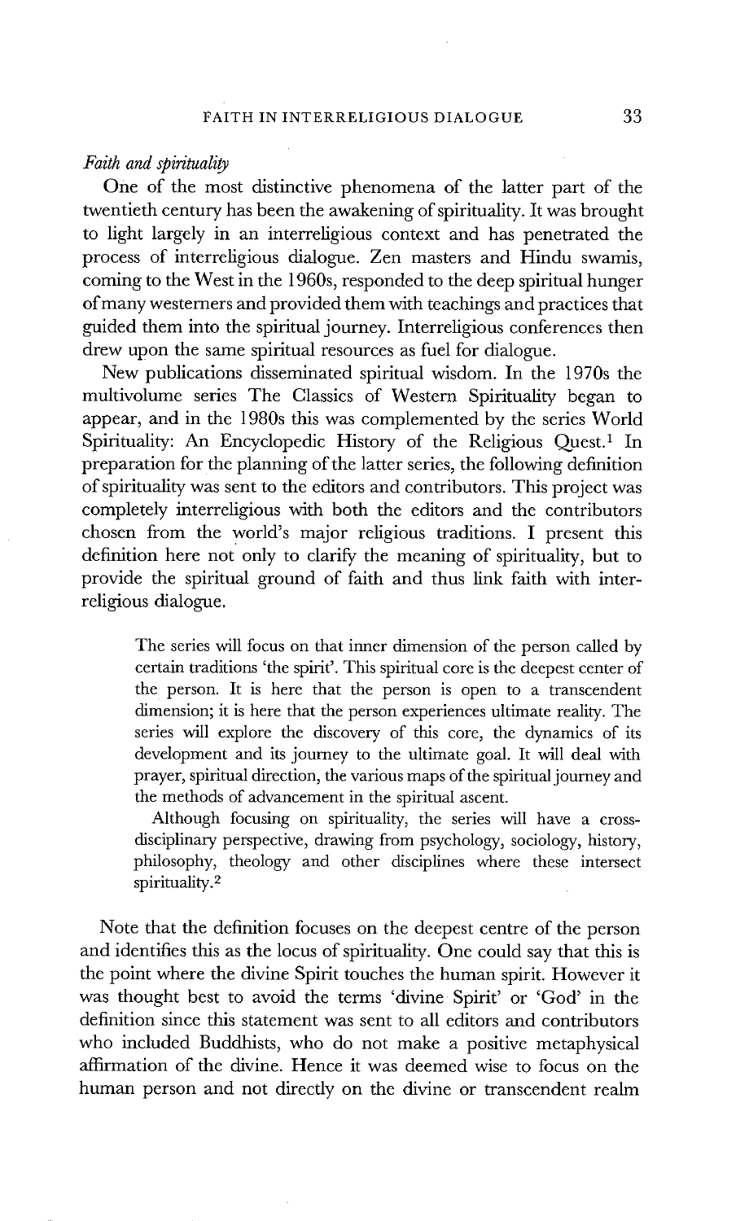*Faith and spirituality*

One of the most distinctive phenomena of the latter part of the twentieth century has been the awakening of spirituality. It was brought to light largely in an interreligious context and has penetrated the process of interreligious dialogue. Zen masters and Hindu swamis, coming to the West in the 1960s, responded to the deep spiritual hunger of many westerners and provided them with teachings and practices that guided them into the spiritual journey. Interreligious conferences then drew upon the same spiritual resources as fuel for dialogue.

New publications disseminated spiritual wisdom. In the 1970s the multivolume series The Classics of Western Spirituality began to appear, and in the 1980s this was complemented by the series World Spirituality: An Encyclopedic History of the Religious Quest.[1] In preparation for the planning of the latter series, the following definition of spirituality was sent to the editors and contributors. This project was completely interreligious with both the editors and the contributors chosen from the world's major religious traditions. I present this definition here not only to clarify the meaning of spirituality, but to provide the spiritual ground of faith and thus link faith with interreligious dialogue.

> The series will focus on that inner dimension of the person called by certain traditions 'the spirit'. This spiritual core is the deepest center of the person. It is here that the person is open to a transcendent dimension; it is here that the person experiences ultimate reality. The series will explore the discovery of this core, the dynamics of its development and its journey to the ultimate goal. It will deal with prayer, spiritual direction, the various maps of the spiritual journey and the methods of advancement in the spiritual ascent.
>
> Although focusing on spirituality, the series will have a cross-disciplinary perspective, drawing from psychology, sociology, history, philosophy, theology and other disciplines where these intersect spirituality.[2]

Note that the definition focuses on the deepest centre of the person and identifies this as the locus of spirituality. One could say that this is the point where the divine Spirit touches the human spirit. However it was thought best to avoid the terms 'divine Spirit' or 'God' in the definition since this statement was sent to all editors and contributors who included Buddhists, who do not make a positive metaphysical affirmation of the divine. Hence it was deemed wise to focus on the human person and not directly on the divine or transcendent realm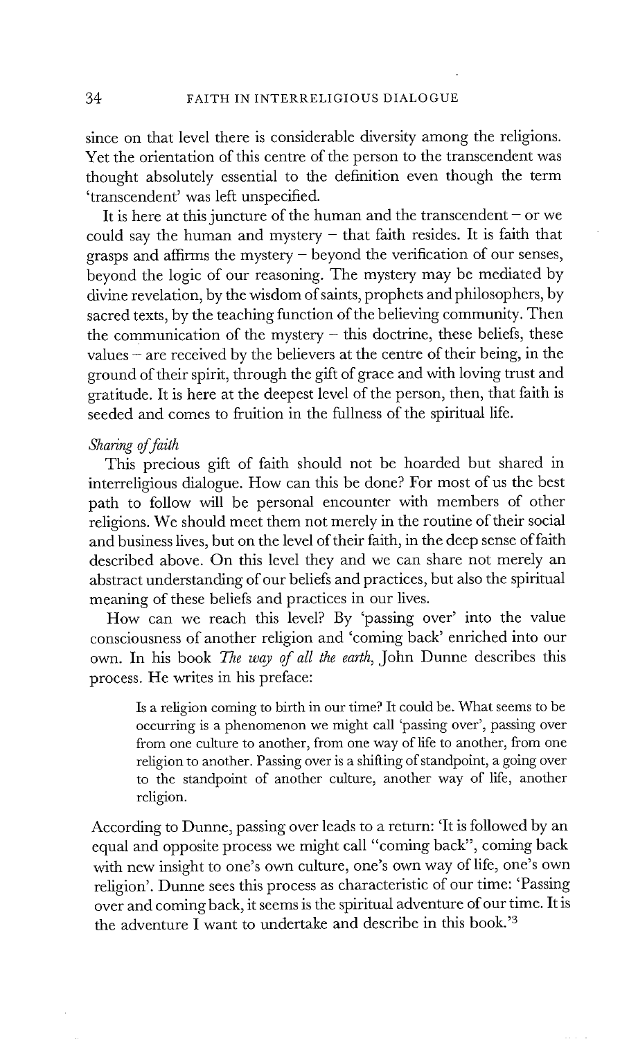since on that level there is considerable diversity among the religions. Yet the orientation of this centre of the person to the transcendent was thought absolutely essential to the definition even though the term 'transcendent' was left unspecified.

It is here at this juncture of the human and the transcendent – or we could say the human and mystery – that faith resides. It is faith that grasps and affirms the mystery – beyond the verification of our senses, beyond the logic of our reasoning. The mystery may be mediated by divine revelation, by the wisdom of saints, prophets and philosophers, by sacred texts, by the teaching function of the believing community. Then the communication of the mystery – this doctrine, these beliefs, these values – are received by the believers at the centre of their being, in the ground of their spirit, through the gift of grace and with loving trust and gratitude. It is here at the deepest level of the person, then, that faith is seeded and comes to fruition in the fullness of the spiritual life.

*Sharing of faith*

This precious gift of faith should not be hoarded but shared in interreligious dialogue. How can this be done? For most of us the best path to follow will be personal encounter with members of other religions. We should meet them not merely in the routine of their social and business lives, but on the level of their faith, in the deep sense of faith described above. On this level they and we can share not merely an abstract understanding of our beliefs and practices, but also the spiritual meaning of these beliefs and practices in our lives.

How can we reach this level? By 'passing over' into the value consciousness of another religion and 'coming back' enriched into our own. In his book *The way of all the earth*, John Dunne describes this process. He writes in his preface:

> Is a religion coming to birth in our time? It could be. What seems to be occurring is a phenomenon we might call 'passing over', passing over from one culture to another, from one way of life to another, from one religion to another. Passing over is a shifting of standpoint, a going over to the standpoint of another culture, another way of life, another religion.

According to Dunne, passing over leads to a return: 'It is followed by an equal and opposite process we might call "coming back", coming back with new insight to one's own culture, one's own way of life, one's own religion'. Dunne sees this process as characteristic of our time: 'Passing over and coming back, it seems is the spiritual adventure of our time. It is the adventure I want to undertake and describe in this book.'[3]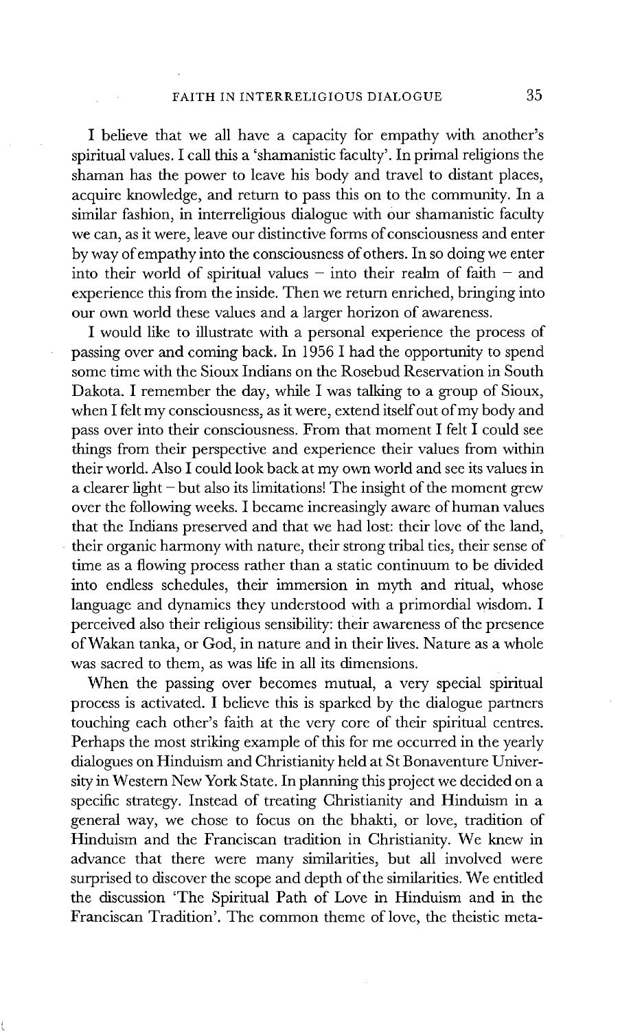I believe that we all have a capacity for empathy with another's spiritual values. I call this a 'shamanistic faculty'. In primal religions the shaman has the power to leave his body and travel to distant places, acquire knowledge, and return to pass this on to the community. In a similar fashion, in interreligious dialogue with our shamanistic faculty we can, as it were, leave our distinctive forms of consciousness and enter by way of empathy into the consciousness of others. In so doing we enter into their world of spiritual values – into their realm of faith – and experience this from the inside. Then we return enriched, bringing into our own world these values and a larger horizon of awareness.

I would like to illustrate with a personal experience the process of passing over and coming back. In 1956 I had the opportunity to spend some time with the Sioux Indians on the Rosebud Reservation in South Dakota. I remember the day, while I was talking to a group of Sioux, when I felt my consciousness, as it were, extend itself out of my body and pass over into their consciousness. From that moment I felt I could see things from their perspective and experience their values from within their world. Also I could look back at my own world and see its values in a clearer light – but also its limitations! The insight of the moment grew over the following weeks. I became increasingly aware of human values that the Indians preserved and that we had lost: their love of the land, their organic harmony with nature, their strong tribal ties, their sense of time as a flowing process rather than a static continuum to be divided into endless schedules, their immersion in myth and ritual, whose language and dynamics they understood with a primordial wisdom. I perceived also their religious sensibility: their awareness of the presence of Wakan tanka, or God, in nature and in their lives. Nature as a whole was sacred to them, as was life in all its dimensions.

When the passing over becomes mutual, a very special spiritual process is activated. I believe this is sparked by the dialogue partners touching each other's faith at the very core of their spiritual centres. Perhaps the most striking example of this for me occurred in the yearly dialogues on Hinduism and Christianity held at St Bonaventure University in Western New York State. In planning this project we decided on a specific strategy. Instead of treating Christianity and Hinduism in a general way, we chose to focus on the bhakti, or love, tradition of Hinduism and the Franciscan tradition in Christianity. We knew in advance that there were many similarities, but all involved were surprised to discover the scope and depth of the similarities. We entitled the discussion 'The Spiritual Path of Love in Hinduism and in the Franciscan Tradition'. The common theme of love, the theistic meta-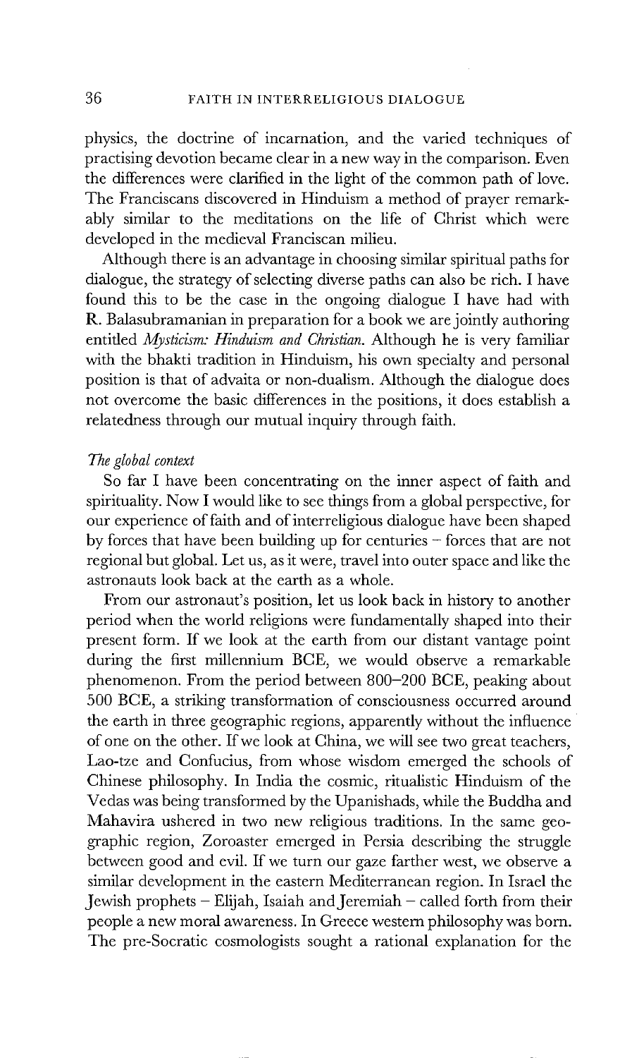physics, the doctrine of incarnation, and the varied techniques of practising devotion became clear in a new way in the comparison. Even the differences were clarified in the light of the common path of love. The Franciscans discovered in Hinduism a method of prayer remarkably similar to the meditations on the life of Christ which were developed in the medieval Franciscan milieu.

Although there is an advantage in choosing similar spiritual paths for dialogue, the strategy of selecting diverse paths can also be rich. I have found this to be the case in the ongoing dialogue I have had with R. Balasubramanian in preparation for a book we are jointly authoring entitled *Mysticism: Hinduism and Christian*. Although he is very familiar with the bhakti tradition in Hinduism, his own specialty and personal position is that of advaita or non-dualism. Although the dialogue does not overcome the basic differences in the positions, it does establish a relatedness through our mutual inquiry through faith.

### *The global context*

So far I have been concentrating on the inner aspect of faith and spirituality. Now I would like to see things from a global perspective, for our experience of faith and of interreligious dialogue have been shaped by forces that have been building up for centuries – forces that are not regional but global. Let us, as it were, travel into outer space and like the astronauts look back at the earth as a whole.

From our astronaut's position, let us look back in history to another period when the world religions were fundamentally shaped into their present form. If we look at the earth from our distant vantage point during the first millennium BCE, we would observe a remarkable phenomenon. From the period between 800–200 BCE, peaking about 500 BCE, a striking transformation of consciousness occurred around the earth in three geographic regions, apparently without the influence of one on the other. If we look at China, we will see two great teachers, Lao-tze and Confucius, from whose wisdom emerged the schools of Chinese philosophy. In India the cosmic, ritualistic Hinduism of the Vedas was being transformed by the Upanishads, while the Buddha and Mahavira ushered in two new religious traditions. In the same geographic region, Zoroaster emerged in Persia describing the struggle between good and evil. If we turn our gaze farther west, we observe a similar development in the eastern Mediterranean region. In Israel the Jewish prophets – Elijah, Isaiah and Jeremiah – called forth from their people a new moral awareness. In Greece western philosophy was born. The pre-Socratic cosmologists sought a rational explanation for the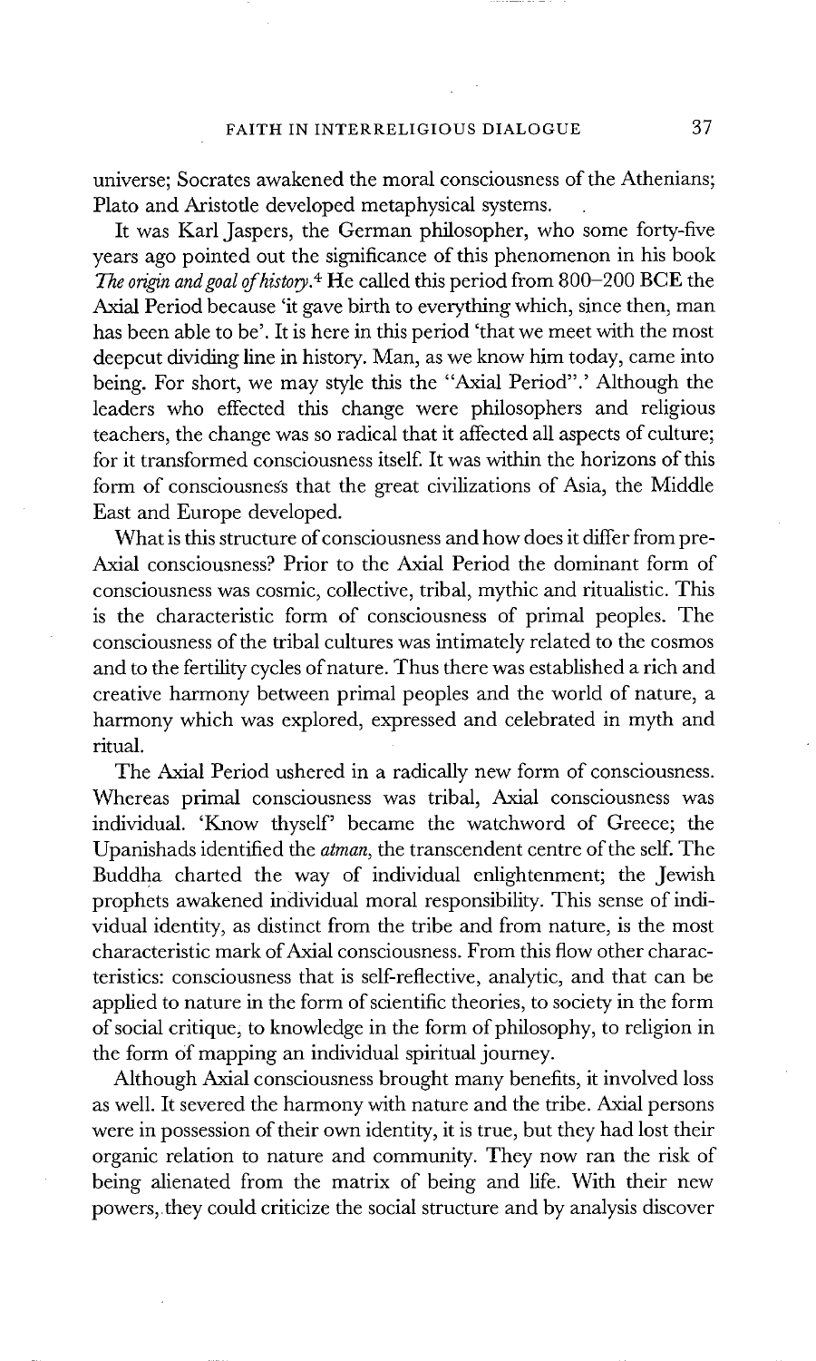universe; Socrates awakened the moral consciousness of the Athenians; Plato and Aristotle developed metaphysical systems.

It was Karl Jaspers, the German philosopher, who some forty-five years ago pointed out the significance of this phenomenon in his book *The origin and goal of history*.[4] He called this period from 800–200 BCE the Axial Period because 'it gave birth to everything which, since then, man has been able to be'. It is here in this period 'that we meet with the most deepcut dividing line in history. Man, as we know him today, came into being. For short, we may style this the "Axial Period".' Although the leaders who effected this change were philosophers and religious teachers, the change was so radical that it affected all aspects of culture; for it transformed consciousness itself. It was within the horizons of this form of consciousness that the great civilizations of Asia, the Middle East and Europe developed.

What is this structure of consciousness and how does it differ from pre-Axial consciousness? Prior to the Axial Period the dominant form of consciousness was cosmic, collective, tribal, mythic and ritualistic. This is the characteristic form of consciousness of primal peoples. The consciousness of the tribal cultures was intimately related to the cosmos and to the fertility cycles of nature. Thus there was established a rich and creative harmony between primal peoples and the world of nature, a harmony which was explored, expressed and celebrated in myth and ritual.

The Axial Period ushered in a radically new form of consciousness. Whereas primal consciousness was tribal, Axial consciousness was individual. 'Know thyself' became the watchword of Greece; the Upanishads identified the *atman*, the transcendent centre of the self. The Buddha charted the way of individual enlightenment; the Jewish prophets awakened individual moral responsibility. This sense of individual identity, as distinct from the tribe and from nature, is the most characteristic mark of Axial consciousness. From this flow other characteristics: consciousness that is self-reflective, analytic, and that can be applied to nature in the form of scientific theories, to society in the form of social critique, to knowledge in the form of philosophy, to religion in the form of mapping an individual spiritual journey.

Although Axial consciousness brought many benefits, it involved loss as well. It severed the harmony with nature and the tribe. Axial persons were in possession of their own identity, it is true, but they had lost their organic relation to nature and community. They now ran the risk of being alienated from the matrix of being and life. With their new powers, they could criticize the social structure and by analysis discover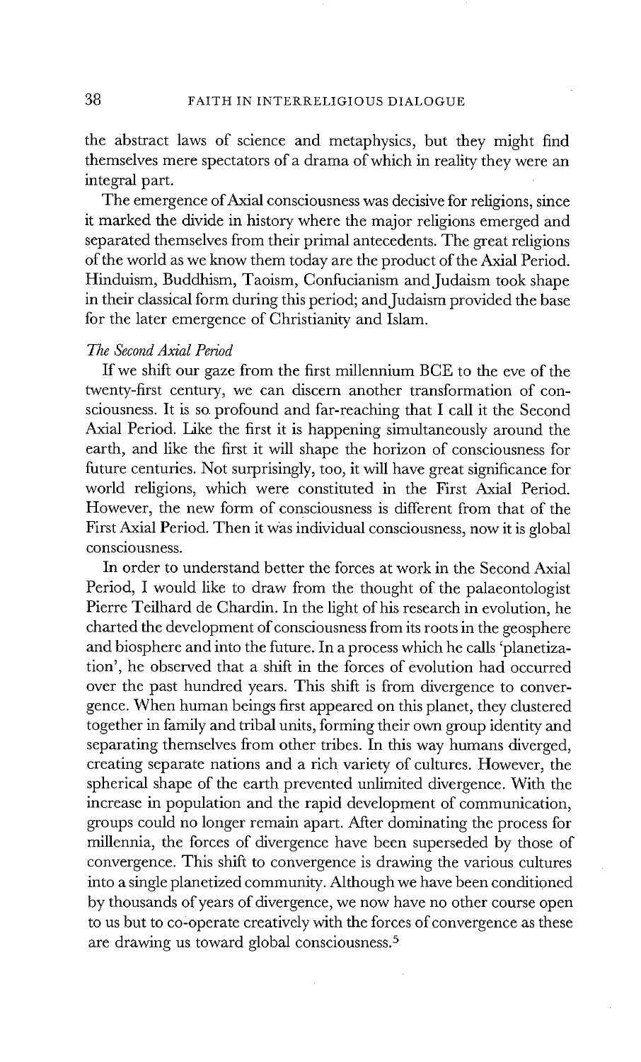the abstract laws of science and metaphysics, but they might find themselves mere spectators of a drama of which in reality they were an integral part.

The emergence of Axial consciousness was decisive for religions, since it marked the divide in history where the major religions emerged and separated themselves from their primal antecedents. The great religions of the world as we know them today are the product of the Axial Period. Hinduism, Buddhism, Taoism, Confucianism and Judaism took shape in their classical form during this period; and Judaism provided the base for the later emergence of Christianity and Islam.

*The Second Axial Period*

If we shift our gaze from the first millennium BCE to the eve of the twenty-first century, we can discern another transformation of consciousness. It is so profound and far-reaching that I call it the Second Axial Period. Like the first it is happening simultaneously around the earth, and like the first it will shape the horizon of consciousness for future centuries. Not surprisingly, too, it will have great significance for world religions, which were constituted in the First Axial Period. However, the new form of consciousness is different from that of the First Axial Period. Then it was individual consciousness, now it is global consciousness.

In order to understand better the forces at work in the Second Axial Period, I would like to draw from the thought of the palaeontologist Pierre Teilhard de Chardin. In the light of his research in evolution, he charted the development of consciousness from its roots in the geosphere and biosphere and into the future. In a process which he calls 'planetization', he observed that a shift in the forces of evolution had occurred over the past hundred years. This shift is from divergence to convergence. When human beings first appeared on this planet, they clustered together in family and tribal units, forming their own group identity and separating themselves from other tribes. In this way humans diverged, creating separate nations and a rich variety of cultures. However, the spherical shape of the earth prevented unlimited divergence. With the increase in population and the rapid development of communication, groups could no longer remain apart. After dominating the process for millennia, the forces of divergence have been superseded by those of convergence. This shift to convergence is drawing the various cultures into a single planetized community. Although we have been conditioned by thousands of years of divergence, we now have no other course open to us but to co-operate creatively with the forces of convergence as these are drawing us toward global consciousness.[5]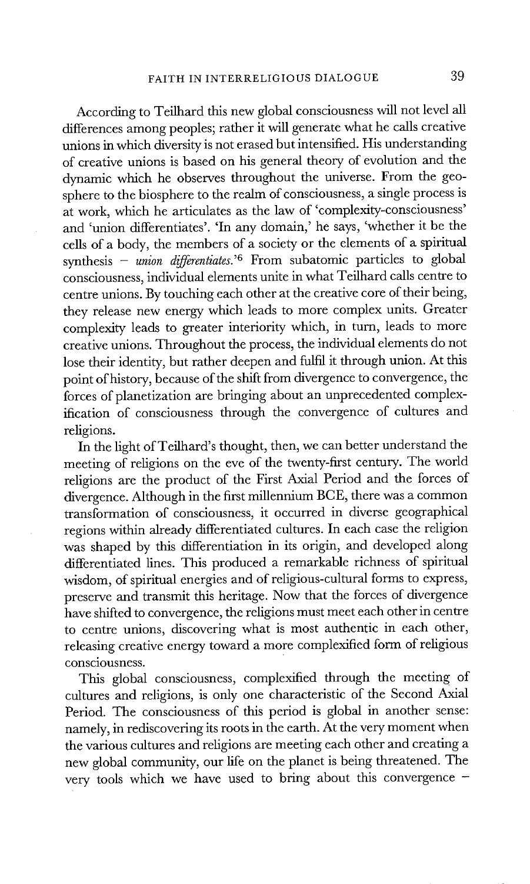According to Teilhard this new global consciousness will not level all differences among peoples; rather it will generate what he calls creative unions in which diversity is not erased but intensified. His understanding of creative unions is based on his general theory of evolution and the dynamic which he observes throughout the universe. From the geosphere to the biosphere to the realm of consciousness, a single process is at work, which he articulates as the law of 'complexity-consciousness' and 'union differentiates'. 'In any domain,' he says, 'whether it be the cells of a body, the members of a society or the elements of a spiritual synthesis – *union differentiates*.'[6] From subatomic particles to global consciousness, individual elements unite in what Teilhard calls centre to centre unions. By touching each other at the creative core of their being, they release new energy which leads to more complex units. Greater complexity leads to greater interiority which, in turn, leads to more creative unions. Throughout the process, the individual elements do not lose their identity, but rather deepen and fulfil it through union. At this point of history, because of the shift from divergence to convergence, the forces of planetization are bringing about an unprecedented complexification of consciousness through the convergence of cultures and religions.

In the light of Teilhard's thought, then, we can better understand the meeting of religions on the eve of the twenty-first century. The world religions are the product of the First Axial Period and the forces of divergence. Although in the first millennium BCE, there was a common transformation of consciousness, it occurred in diverse geographical regions within already differentiated cultures. In each case the religion was shaped by this differentiation in its origin, and developed along differentiated lines. This produced a remarkable richness of spiritual wisdom, of spiritual energies and of religious-cultural forms to express, preserve and transmit this heritage. Now that the forces of divergence have shifted to convergence, the religions must meet each other in centre to centre unions, discovering what is most authentic in each other, releasing creative energy toward a more complexified form of religious consciousness.

This global consciousness, complexified through the meeting of cultures and religions, is only one characteristic of the Second Axial Period. The consciousness of this period is global in another sense: namely, in rediscovering its roots in the earth. At the very moment when the various cultures and religions are meeting each other and creating a new global community, our life on the planet is being threatened. The very tools which we have used to bring about this convergence –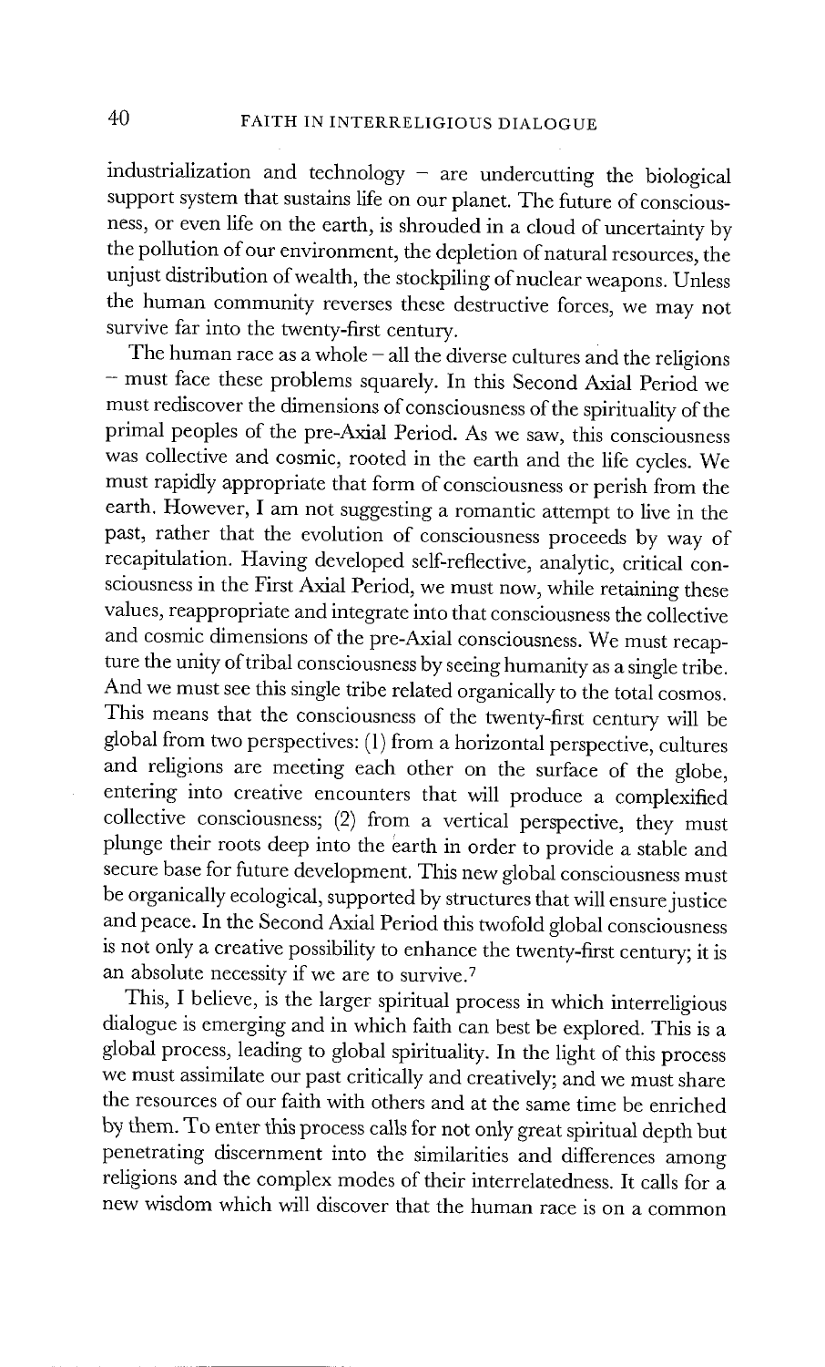industrialization and technology – are undercutting the biological support system that sustains life on our planet. The future of consciousness, or even life on the earth, is shrouded in a cloud of uncertainty by the pollution of our environment, the depletion of natural resources, the unjust distribution of wealth, the stockpiling of nuclear weapons. Unless the human community reverses these destructive forces, we may not survive far into the twenty-first century.

The human race as a whole – all the diverse cultures and the religions – must face these problems squarely. In this Second Axial Period we must rediscover the dimensions of consciousness of the spirituality of the primal peoples of the pre-Axial Period. As we saw, this consciousness was collective and cosmic, rooted in the earth and the life cycles. We must rapidly appropriate that form of consciousness or perish from the earth. However, I am not suggesting a romantic attempt to live in the past, rather that the evolution of consciousness proceeds by way of recapitulation. Having developed self-reflective, analytic, critical consciousness in the First Axial Period, we must now, while retaining these values, reappropriate and integrate into that consciousness the collective and cosmic dimensions of the pre-Axial consciousness. We must recapture the unity of tribal consciousness by seeing humanity as a single tribe. And we must see this single tribe related organically to the total cosmos. This means that the consciousness of the twenty-first century will be global from two perspectives: (1) from a horizontal perspective, cultures and religions are meeting each other on the surface of the globe, entering into creative encounters that will produce a complexified collective consciousness; (2) from a vertical perspective, they must plunge their roots deep into the earth in order to provide a stable and secure base for future development. This new global consciousness must be organically ecological, supported by structures that will ensure justice and peace. In the Second Axial Period this twofold global consciousness is not only a creative possibility to enhance the twenty-first century; it is an absolute necessity if we are to survive.[7]

This, I believe, is the larger spiritual process in which interreligious dialogue is emerging and in which faith can best be explored. This is a global process, leading to global spirituality. In the light of this process we must assimilate our past critically and creatively; and we must share the resources of our faith with others and at the same time be enriched by them. To enter this process calls for not only great spiritual depth but penetrating discernment into the similarities and differences among religions and the complex modes of their interrelatedness. It calls for a new wisdom which will discover that the human race is on a common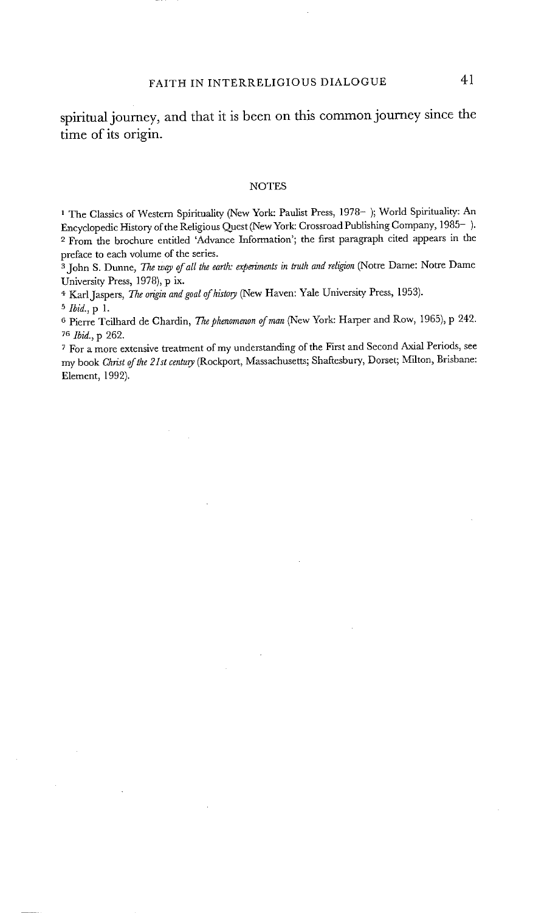spiritual journey, and that it is been on this common journey since the time of its origin.

## NOTES

[1] The Classics of Western Spirituality (New York: Paulist Press, 1978– ); World Spirituality: An Encyclopedic History of the Religious Quest (New York: Crossroad Publishing Company, 1985– ).

[2] From the brochure entitled 'Advance Information'; the first paragraph cited appears in the preface to each volume of the series.

[3] John S. Dunne, *The way of all the earth: experiments in truth and religion* (Notre Dame: Notre Dame University Press, 1978), p ix.

[4] Karl Jaspers, *The origin and goal of history* (New Haven: Yale University Press, 1953).

[5] *Ibid.*, p 1.

[6] Pierre Teilhard de Chardin, *The phenomenon of man* (New York: Harper and Row, 1965), p 242.

[76] *Ibid.*, p 262.

[7] For a more extensive treatment of my understanding of the First and Second Axial Periods, see my book *Christ of the 21st century* (Rockport, Massachusetts; Shaftesbury, Dorset; Milton, Brisbane: Element, 1992).